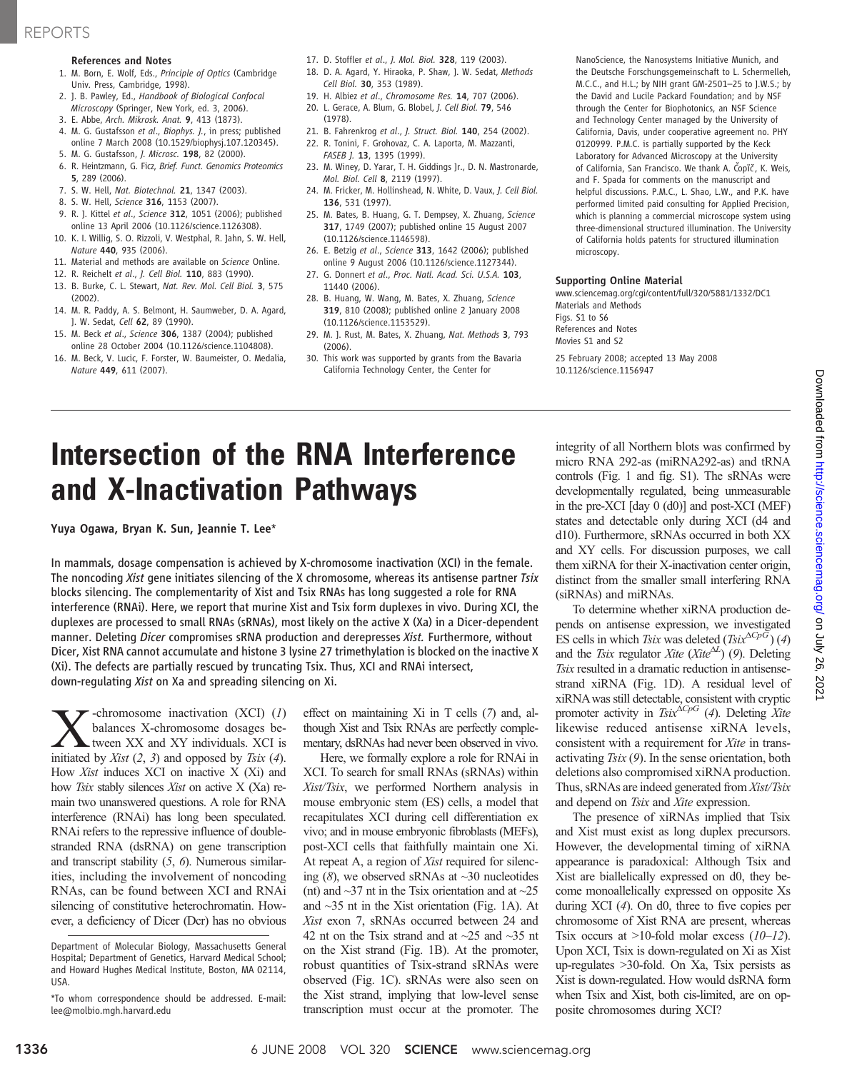### References and Notes

1. M. Born, E. Wolf, Eds., *Principle of Optics* (Cambridge Univ. Press, Cambridge, 1998).
2. J. B. Pawley, Ed., *Handbook of Biological Confocal Microscopy* (Springer, New York, ed. 3, 2006).
3. E. Abbe, *Arch. Mikrosk. Anat.* **9**, 413 (1873).
4. M. G. Gustafsson *et al.*, *Biophys. J.*, in press; published online 7 March 2008 (10.1529/biophysj.107.120345).
5. M. G. Gustafsson, *J. Microsc.* **198**, 82 (2000).
6. R. Heintzmann, G. Ficz, *Brief. Funct. Genomics Proteomics* **5**, 289 (2006).
7. S. W. Hell, *Nat. Biotechnol.* **21**, 1347 (2003).
8. S. W. Hell, *Science* **316**, 1153 (2007).
9. R. J. Kittel *et al.*, *Science* **312**, 1051 (2006); published online 13 April 2006 (10.1126/science.1126308).
10. K. I. Willig, S. O. Rizzoli, V. Westphal, R. Jahn, S. W. Hell, *Nature* **440**, 935 (2006).
11. Material and methods are available on *Science* Online.
12. R. Reichelt *et al.*, *J. Cell Biol.* **110**, 883 (1990).
13. B. Burke, C. L. Stewart, *Nat. Rev. Mol. Cell Biol.* **3**, 575 (2002).
14. M. R. Paddy, A. S. Belmont, H. Saumweber, D. A. Agard, J. W. Sedat, *Cell* **62**, 89 (1990).
15. M. Beck *et al.*, *Science* **306**, 1387 (2004); published online 28 October 2004 (10.1126/science.1104808).
16. M. Beck, V. Lucic, F. Forster, W. Baumeister, O. Medalia, *Nature* **449**, 611 (2007).
17. D. Stoffler *et al.*, *J. Mol. Biol.* **328**, 119 (2003).
18. D. A. Agard, Y. Hiraoka, P. Shaw, J. W. Sedat, *Methods Cell Biol.* **30**, 353 (1989).
19. H. Albiez *et al.*, *Chromosome Res.* **14**, 707 (2006).
20. L. Gerace, A. Blum, G. Blobel, *J. Cell Biol.* **79**, 546 (1978).
21. B. Fahrenkrog *et al.*, *J. Struct. Biol.* **140**, 254 (2002).
22. R. Tonini, F. Grohovaz, C. A. Laporta, M. Mazzanti, *FASEB J.* **13**, 1395 (1999).
23. M. Winey, D. Yarar, T. H. Giddings Jr., D. N. Mastronarde, *Mol. Biol. Cell* **8**, 2119 (1997).
24. M. Fricker, M. Hollinshead, N. White, D. Vaux, *J. Cell Biol.* **136**, 531 (1997).
25. M. Bates, B. Huang, G. T. Dempsey, X. Zhuang, *Science* **317**, 1749 (2007); published online 15 August 2007 (10.1126/science.1146598).
26. E. Betzig *et al.*, *Science* **313**, 1642 (2006); published online 9 August 2006 (10.1126/science.1127344).
27. G. Donnert *et al.*, *Proc. Natl. Acad. Sci. U.S.A.* **103**, 11440 (2006).
28. B. Huang, W. Wang, M. Bates, X. Zhuang, *Science* **319**, 810 (2008); published online 2 January 2008 (10.1126/science.1153529).
29. M. J. Rust, M. Bates, X. Zhuang, *Nat. Methods* **3**, 793 (2006).
30. This work was supported by grants from the Bavaria California Technology Center, the Center for NanoScience, the Nanosystems Initiative Munich, and the Deutsche Forschungsgemeinschaft to L. Schermelleh, M.C.C., and H.L.; by NIH grant GM-2501–25 to J.W.S.; by the David and Lucile Packard Foundation; and by NSF through the Center for Biophotonics, an NSF Science and Technology Center managed by the University of California, Davis, under cooperative agreement no. PHY 0120999. P.M.C. is partially supported by the Keck Laboratory for Advanced Microscopy at the University of California, San Francisco. We thank A. Čopič, K. Weis, and F. Spada for comments on the manuscript and helpful discussions. P.M.C., L. Shao, L.W., and P.K. have performed limited paid consulting for Applied Precision, which is planning a commercial microscope system using three-dimensional structured illumination. The University of California holds patents for structured illumination microscopy.

#### Supporting Online Material

www.sciencemag.org/cgi/content/full/320/5881/1332/DC1
Materials and Methods
Figs. S1 to S6
References and Notes
Movies S1 and S2

25 February 2008; accepted 13 May 2008
10.1126/science.1156947

# Intersection of the RNA Interference and X-Inactivation Pathways

Yuya Ogawa, Bryan K. Sun, Jeannie T. Lee*

**In mammals, dosage compensation is achieved by X-chromosome inactivation (XCI) in the female. The noncoding *Xist* gene initiates silencing of the X chromosome, whereas its antisense partner *Tsix* blocks silencing. The complementarity of Xist and Tsix RNAs has long suggested a role for RNA interference (RNAi). Here, we report that murine Xist and Tsix form duplexes in vivo. During XCI, the duplexes are processed to small RNAs (sRNAs), most likely on the active X (Xa) in a Dicer-dependent manner. Deleting *Dicer* compromises sRNA production and derepresses *Xist.* Furthermore, without Dicer, Xist RNA cannot accumulate and histone 3 lysine 27 trimethylation is blocked on the inactive X (Xi). The defects are partially rescued by truncating Tsix. Thus, XCI and RNAi intersect, down-regulating *Xist* on Xa and spreading silencing on Xi.**

X-chromosome inactivation (XCI) (*1*) balances X-chromosome dosages between XX and XY individuals. XCI is initiated by *Xist* (*2*, *3*) and opposed by *Tsix* (*4*). How *Xist* induces XCI on inactive X (Xi) and how *Tsix* stably silences *Xist* on active X (Xa) remain two unanswered questions. A role for RNA interference (RNAi) has long been speculated. RNAi refers to the repressive influence of double-stranded RNA (dsRNA) on gene transcription and transcript stability (*5*, *6*). Numerous similarities, including the involvement of noncoding RNAs, can be found between XCI and RNAi silencing of constitutive heterochromatin. However, a deficiency of Dicer (Dcr) has no obvious effect on maintaining Xi in T cells (*7*) and, although Xist and Tsix RNAs are perfectly complementary, dsRNAs had never been observed in vivo.

Here, we formally explore a role for RNAi in XCI. To search for small RNAs (sRNAs) within *Xist/Tsix*, we performed Northern analysis in mouse embryonic stem (ES) cells, a model that recapitulates XCI during cell differentiation ex vivo; and in mouse embryonic fibroblasts (MEFs), post-XCI cells that faithfully maintain one Xi. At repeat A, a region of *Xist* required for silencing (*8*), we observed sRNAs at ~30 nucleotides (nt) and ~37 nt in the Tsix orientation and at ~25 and ~35 nt in the Xist orientation (Fig. 1A). At *Xist* exon 7, sRNAs occurred between 24 and 42 nt on the Tsix strand and at ~25 and ~35 nt on the Xist strand (Fig. 1B). At the promoter, robust quantities of Tsix-strand sRNAs were observed (Fig. 1C). sRNAs were also seen on the Xist strand, implying that low-level sense transcription must occur at the promoter. The integrity of all Northern blots was confirmed by micro RNA 292-as (miRNA292-as) and tRNA controls (Fig. 1 and fig. S1). The sRNAs were developmentally regulated, being unmeasurable in the pre-XCI [day 0 (d0)] and post-XCI (MEF) states and detectable only during XCI (d4 and d10). Furthermore, sRNAs occurred in both XX and XY cells. For discussion purposes, we call them xiRNA for their X-inactivation center origin, distinct from the smaller small interfering RNA (siRNAs) and miRNAs.

To determine whether xiRNA production depends on antisense expression, we investigated ES cells in which *Tsix* was deleted ($Tsix^{\Delta CpG}$) (*4*) and the *Tsix* regulator *Xite* ($Xite^{\Delta L}$) (*9*). Deleting *Tsix* resulted in a dramatic reduction in antisense-strand xiRNA (Fig. 1D). A residual level of xiRNA was still detectable, consistent with cryptic promoter activity in $Tsix^{\Delta CpG}$ (*4*). Deleting *Xite* likewise reduced antisense xiRNA levels, consistent with a requirement for *Xite* in trans-activating *Tsix* (*9*). In the sense orientation, both deletions also compromised xiRNA production. Thus, sRNAs are indeed generated from *Xist/Tsix* and depend on *Tsix* and *Xite* expression.

The presence of xiRNAs implied that Tsix and Xist must exist as long duplex precursors. However, the developmental timing of xiRNA appearance is paradoxical: Although Tsix and Xist are biallelically expressed on d0, they become monoallelically expressed on opposite Xs during XCI (*4*). On d0, three to five copies per chromosome of Xist RNA are present, whereas Tsix occurs at >10-fold molar excess (*10–12*). Upon XCI, Tsix is down-regulated on Xi as Xist up-regulates >30-fold. On Xa, Tsix persists as Xist is down-regulated. How would dsRNA form when Tsix and Xist, both cis-limited, are on opposite chromosomes during XCI?

Department of Molecular Biology, Massachusetts General Hospital; Department of Genetics, Harvard Medical School; and Howard Hughes Medical Institute, Boston, MA 02114, USA.

*To whom correspondence should be addressed. E-mail: lee@molbio.mgh.harvard.edu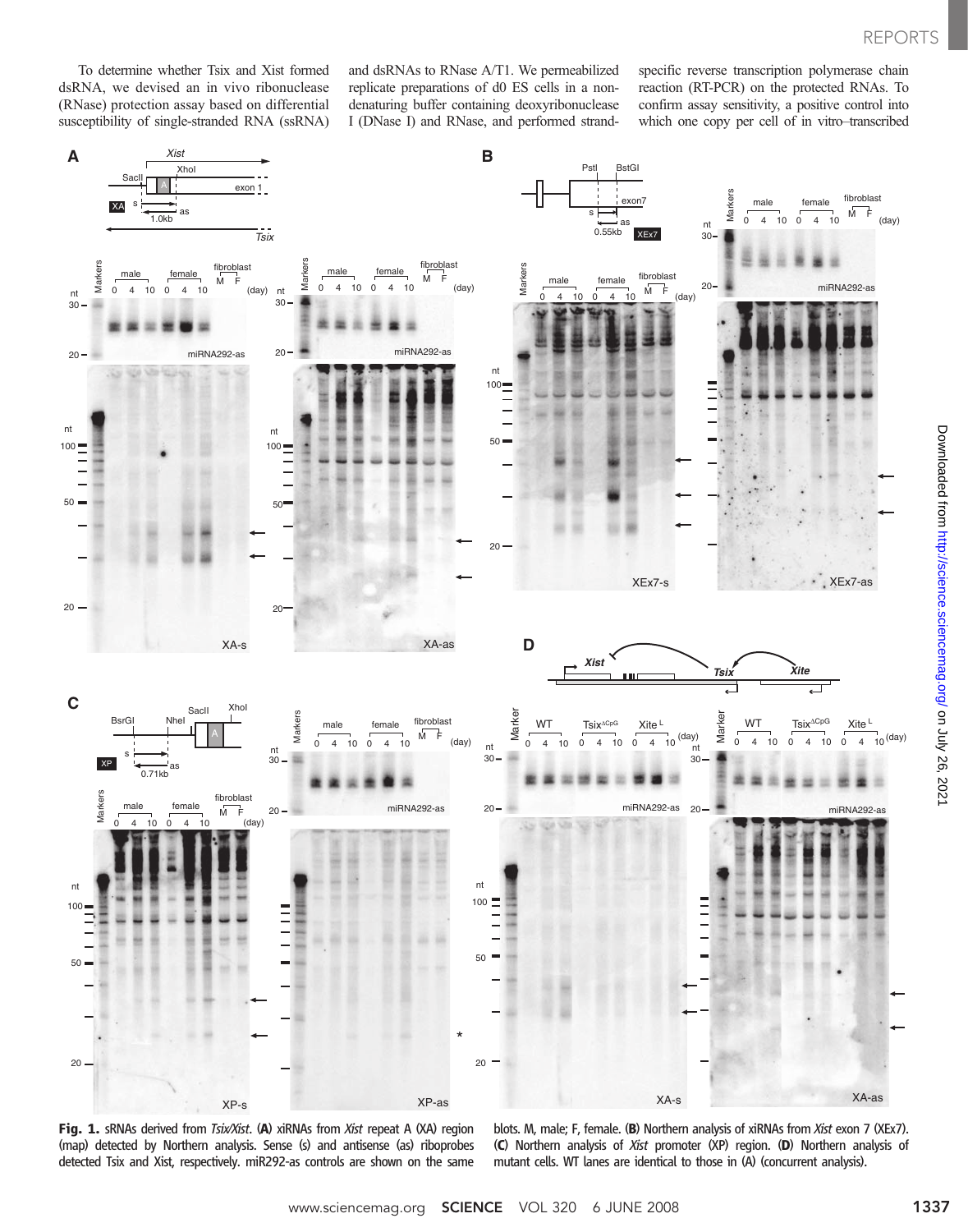To determine whether Tsix and Xist formed dsRNA, we devised an in vivo ribonuclease (RNase) protection assay based on differential susceptibility of single-stranded RNA (ssRNA) and dsRNAs to RNase A/T1. We permeabilized replicate preparations of d0 ES cells in a nondenaturing buffer containing deoxyribonuclease I (DNase I) and RNase, and performed strand-specific reverse transcription polymerase chain reaction (RT-PCR) on the protected RNAs. To confirm assay sensitivity, a positive control into which one copy per cell of in vitro–transcribed

**Fig. 1.** sRNAs derived from *Tsix/Xist*. (**A**) xiRNAs from *Xist* repeat A (XA) region (map) detected by Northern analysis. Sense (s) and antisense (as) riboprobes detected Tsix and Xist, respectively. miR292-as controls are shown on the same blots. M, male; F, female. (**B**) Northern analysis of xiRNAs from *Xist* exon 7 (XEx7). (**C**) Northern analysis of *Xist* promoter (XP) region. (**D**) Northern analysis of mutant cells. WT lanes are identical to those in (A) (concurrent analysis).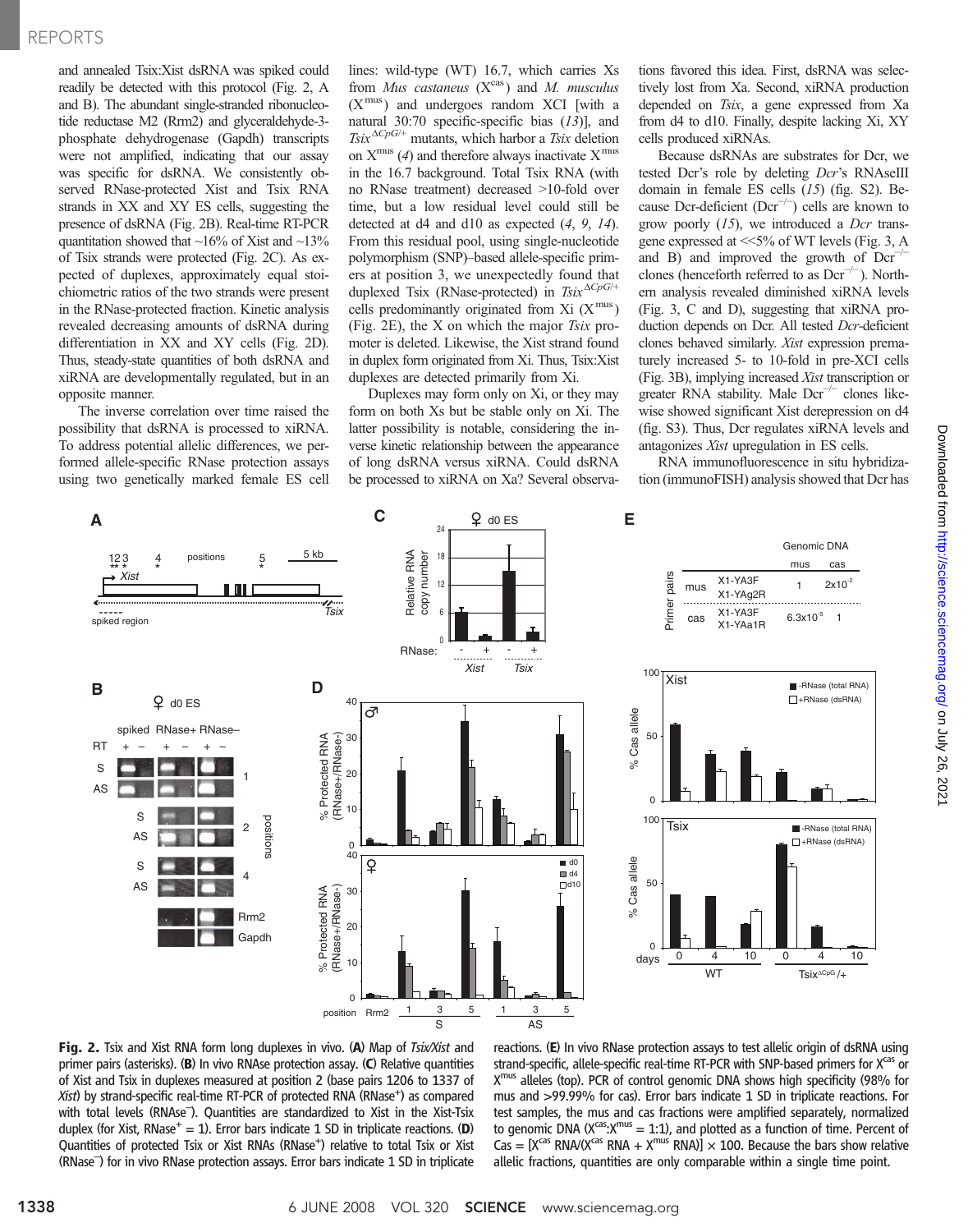and annealed Tsix:Xist dsRNA was spiked could readily be detected with this protocol (Fig. 2, A and B). The abundant single-stranded ribonucleotide reductase M2 (Rrm2) and glyceraldehyde-3-phosphate dehydrogenase (Gapdh) transcripts were not amplified, indicating that our assay was specific for dsRNA. We consistently observed RNase-protected Xist and Tsix RNA strands in XX and XY ES cells, suggesting the presence of dsRNA (Fig. 2B). Real-time RT-PCR quantitation showed that ~16% of Xist and ~13% of Tsix strands were protected (Fig. 2C). As expected of duplexes, approximately equal stoichiometric ratios of the two strands were present in the RNase-protected fraction. Kinetic analysis revealed decreasing amounts of dsRNA during differentiation in XX and XY cells (Fig. 2D). Thus, steady-state quantities of both dsRNA and xiRNA are developmentally regulated, but in an opposite manner.

The inverse correlation over time raised the possibility that dsRNA is processed to xiRNA. To address potential allelic differences, we performed allele-specific RNase protection assays using two genetically marked female ES cell lines: wild-type (WT) 16.7, which carries Xs from *Mus castaneus* ($X^{cas}$) and *M. musculus* ($X^{mus}$) and undergoes random XCI [with a natural 30:70 specific-specific bias (13)], and $Tsix^{\Delta CpG/+}$ mutants, which harbor a *Tsix* deletion on $X^{mus}$ (4) and therefore always inactivate $X^{mus}$ in the 16.7 background. Total Tsix RNA (with no RNase treatment) decreased >10-fold over time, but a low residual level could still be detected at d4 and d10 as expected (4, 9, 14). From this residual pool, using single-nucleotide polymorphism (SNP)–based allele-specific primers at position 3, we unexpectedly found that duplexed Tsix (RNase-protected) in $Tsix^{\Delta CpG/+}$ cells predominantly originated from Xi ($X^{mus}$) (Fig. 2E), the X on which the major *Tsix* promoter is deleted. Likewise, the Xist strand found in duplex form originated from Xi. Thus, Tsix:Xist duplexes are detected primarily from Xi.

Duplexes may form only on Xi, or they may form on both Xs but be stable only on Xi. The latter possibility is notable, considering the inverse kinetic relationship between the appearance of long dsRNA versus xiRNA. Could dsRNA be processed to xiRNA on Xa? Several observations favored this idea. First, dsRNA was selectively lost from Xa. Second, xiRNA production depended on *Tsix*, a gene expressed from Xa from d4 to d10. Finally, despite lacking Xi, XY cells produced xiRNAs.

Because dsRNAs are substrates for Dcr, we tested Dcr's role by deleting *Dcr*'s RNAseIII domain in female ES cells (15) (fig. S2). Because Dcr-deficient ($Dcr^{-/-}$) cells are known to grow poorly (15), we introduced a *Dcr* transgene expressed at <<5% of WT levels (Fig. 3, A and B) and improved the growth of $Dcr^{-/-}$ clones (henceforth referred to as $Dcr^{-/-}$). Northern analysis revealed diminished xiRNA levels (Fig. 3, C and D), suggesting that xiRNA production depends on Dcr. All tested *Dcr*-deficient clones behaved similarly. *Xist* expression prematurely increased 5- to 10-fold in pre-XCI cells (Fig. 3B), implying increased *Xist* transcription or greater RNA stability. Male $Dcr^{-/-}$ clones likewise showed significant Xist derepression on d4 (fig. S3). Thus, Dcr regulates xiRNA levels and antagonizes *Xist* upregulation in ES cells.

RNA immunofluorescence in situ hybridization (immunoFISH) analysis showed that Dcr has

**Fig. 2.** Tsix and Xist RNA form long duplexes in vivo. (**A**) Map of *Tsix/Xist* and primer pairs (asterisks). (**B**) In vivo RNAse protection assay. (**C**) Relative quantities of Xist and Tsix in duplexes measured at position 2 (base pairs 1206 to 1337 of *Xist*) by strand-specific real-time RT-PCR of protected RNA ($RNase^+$) as compared with total levels ($RNase^-$). Quantities are standardized to Xist in the Xist-Tsix duplex (for Xist, $RNase^+ = 1$). Error bars indicate 1 SD in triplicate reactions. (**D**) Quantities of protected Tsix or Xist RNAs ($RNase^+$) relative to total Tsix or Xist ($RNase^-$) for in vivo RNase protection assays. Error bars indicate 1 SD in triplicate reactions. (**E**) In vivo RNase protection assays to test allelic origin of dsRNA using strand-specific, allele-specific real-time RT-PCR with SNP-based primers for $X^{cas}$ or $X^{mus}$ alleles (top). PCR of control genomic DNA shows high specificity (98% for mus and >99.99% for cas). Error bars indicate 1 SD in triplicate reactions. For test samples, the mus and cas fractions were amplified separately, normalized to genomic DNA ($X^{cas}:X^{mus} = 1:1$), and plotted as a function of time. Percent of Cas = [$X^{cas}$ RNA/($X^{cas}$ RNA + $X^{mus}$ RNA)] × 100. Because the bars show relative allelic fractions, quantities are only comparable within a single time point.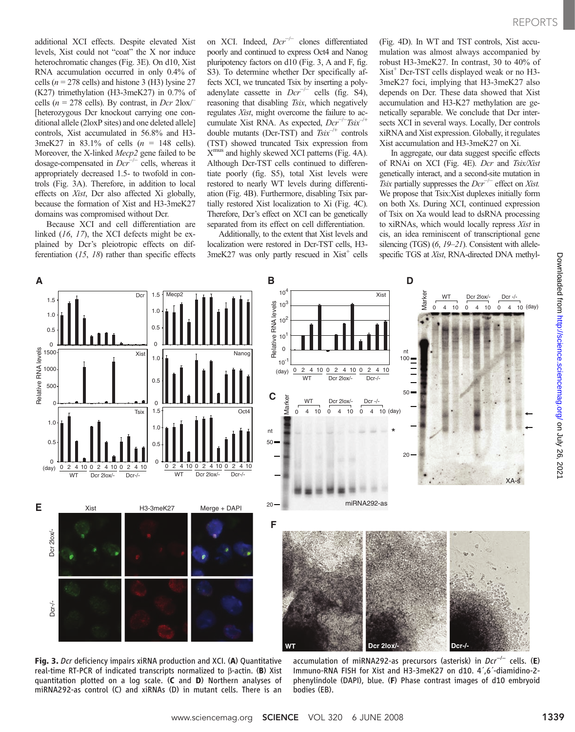additional XCI effects. Despite elevated Xist levels, Xist could not "coat" the X nor induce heterochromatic changes (Fig. 3E). On d10, Xist RNA accumulation occurred in only 0.4% of cells ($n$ = 278 cells) and histone 3 (H3) lysine 27 (K27) trimethylation (H3-3meK27) in 0.7% of cells ($n$ = 278 cells). By contrast, in *Dcr* 2lox/– [heterozygous Dcr knockout carrying one conditional allele (2loxP sites) and one deleted allele] controls, Xist accumulated in 56.8% and H3-3meK27 in 83.1% of cells ($n$ = 148 cells). Moreover, the X-linked *Mecp2* gene failed to be dosage-compensated in *Dcr*$^{-/-}$ cells, whereas it appropriately decreased 1.5- to twofold in controls (Fig. 3A). Therefore, in addition to local effects on *Xist*, Dcr also affected Xi globally, because the formation of Xist and H3-3meK27 domains was compromised without Dcr.

Because XCI and cell differentiation are linked (*16*, *17*), the XCI defects might be explained by Dcr's pleiotropic effects on differentiation (*15*, *18*) rather than specific effects on XCI. Indeed, *Dcr*$^{-/-}$ clones differentiated poorly and continued to express Oct4 and Nanog pluripotency factors on d10 (Fig. 3, A and F, fig. S3). To determine whether Dcr specifically affects XCI, we truncated Tsix by inserting a polyadenylate cassette in *Dcr*$^{-/-}$ cells (fig. S4), reasoning that disabling *Tsix*, which negatively regulates *Xist*, might overcome the failure to accumulate Xist RNA. As expected, *Dcr*$^{-/-}$*Tsix*$^{-/+}$ double mutants (Dcr-TST) and *Tsix*$^{-/+}$ controls (TST) showed truncated Tsix expression from X$^{mus}$ and highly skewed XCI patterns (Fig. 4A). Although Dcr-TST cells continued to differentiate poorly (fig. S5), total Xist levels were restored to nearly WT levels during differentiation (Fig. 4B). Furthermore, disabling Tsix partially restored Xist localization to Xi (Fig. 4C). Therefore, Dcr's effect on XCI can be genetically separated from its effect on cell differentiation.

Additionally, to the extent that Xist levels and localization were restored in Dcr-TST cells, H3-3meK27 was only partly rescued in Xist$^{+}$ cells (Fig. 4D). In WT and TST controls, Xist accumulation was almost always accompanied by robust H3-3meK27. In contrast, 30 to 40% of Xist$^{+}$ Dcr-TST cells displayed weak or no H3-3meK27 foci, implying that H3-3meK27 also depends on Dcr. These data showed that Xist accumulation and H3-K27 methylation are genetically separable. We conclude that Dcr intersects XCI in several ways. Locally, Dcr controls xiRNA and Xist expression. Globally, it regulates Xist accumulation and H3-3meK27 on Xi.

In aggregate, our data suggest specific effects of RNAi on XCI (Fig. 4E). *Dcr* and *Tsix/Xist* genetically interact, and a second-site mutation in *Tsix* partially suppresses the *Dcr*$^{-/-}$ effect on *Xist*. We propose that Tsix:Xist duplexes initially form on both Xs. During XCI, continued expression of Tsix on Xa would lead to dsRNA processing to xiRNAs, which would locally repress *Xist* in cis, an idea reminiscent of transcriptional gene silencing (TGS) (*6*, *19*–*21*). Consistent with allele-specific TGS at *Xist*, RNA-directed DNA methyl-

**Fig. 3.** *Dcr* deficiency impairs xiRNA production and XCI. (**A**) Quantitative real-time RT-PCR of indicated transcripts normalized to β-actin. (**B**) Xist quantitation plotted on a log scale. (**C** and **D**) Northern analyses of miRNA292-as control (C) and xiRNAs (D) in mutant cells. There is an accumulation of miRNA292-as precursors (asterisk) in *Dcr*$^{-/-}$ cells. (**E**) Immuno-RNA FISH for Xist and H3-3meK27 on d10. 4′,6′-diamidino-2-phenylindole (DAPI), blue. (**F**) Phase contrast images of d10 embryoid bodies (EB).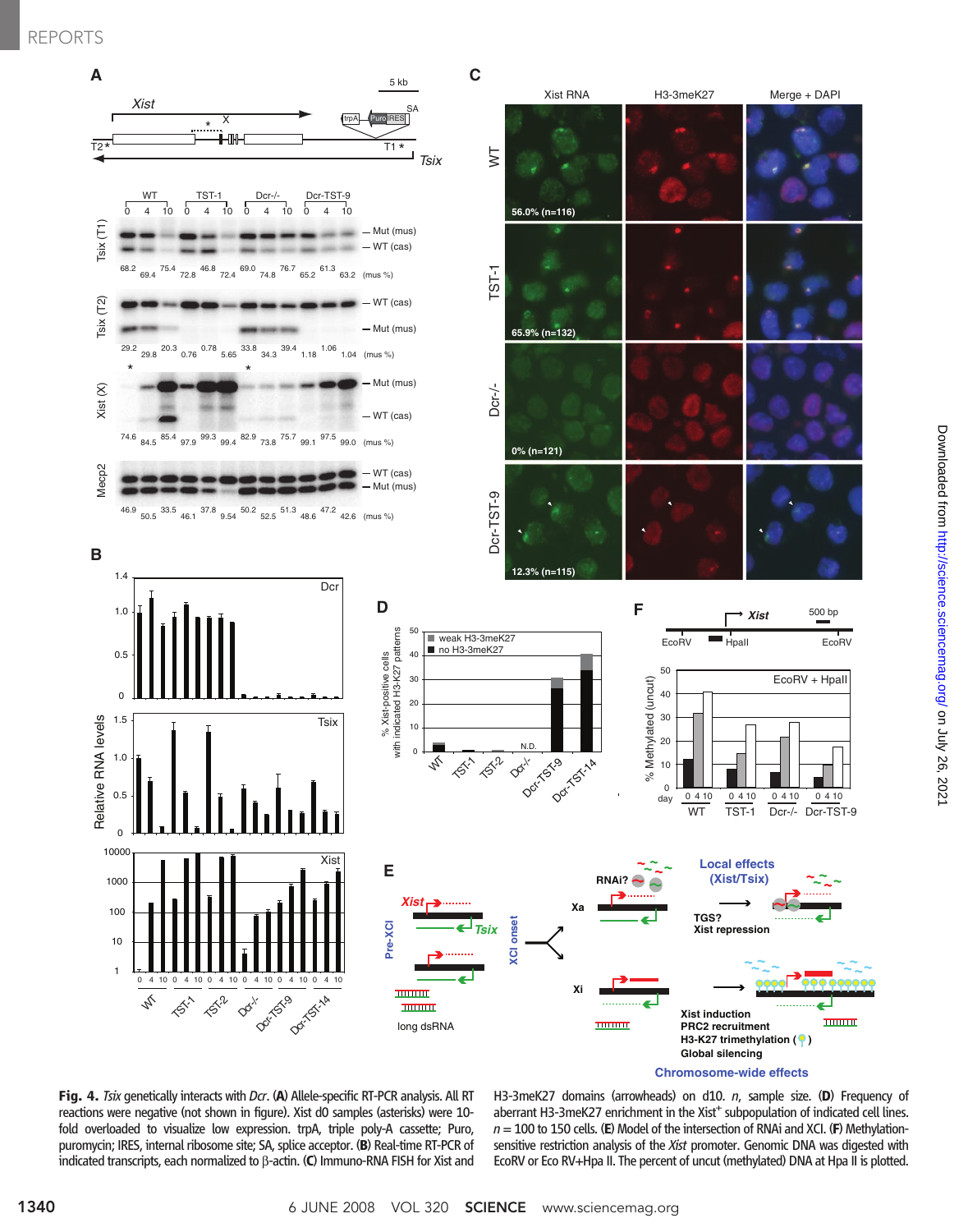**Fig. 4.** *Tsix* genetically interacts with *Dcr*. (**A**) Allele-specific RT-PCR analysis. All RT reactions were negative (not shown in figure). Xist d0 samples (asterisks) were 10-fold overloaded to visualize low expression. trpA, triple poly-A cassette; Puro, puromycin; IRES, internal ribosome site; SA, splice acceptor. (**B**) Real-time RT-PCR of indicated transcripts, each normalized to β-actin. (**C**) Immuno-RNA FISH for Xist and H3-3meK27 domains (arrowheads) on d10. *n*, sample size. (**D**) Frequency of aberrant H3-3meK27 enrichment in the Xist$^{+}$ subpopulation of indicated cell lines. *n* = 100 to 150 cells. (**E**) Model of the intersection of RNAi and XCI. (**F**) Methylation-sensitive restriction analysis of the *Xist* promoter. Genomic DNA was digested with EcoRV or Eco RV+Hpa II. The percent of uncut (methylated) DNA at Hpa II is plotted.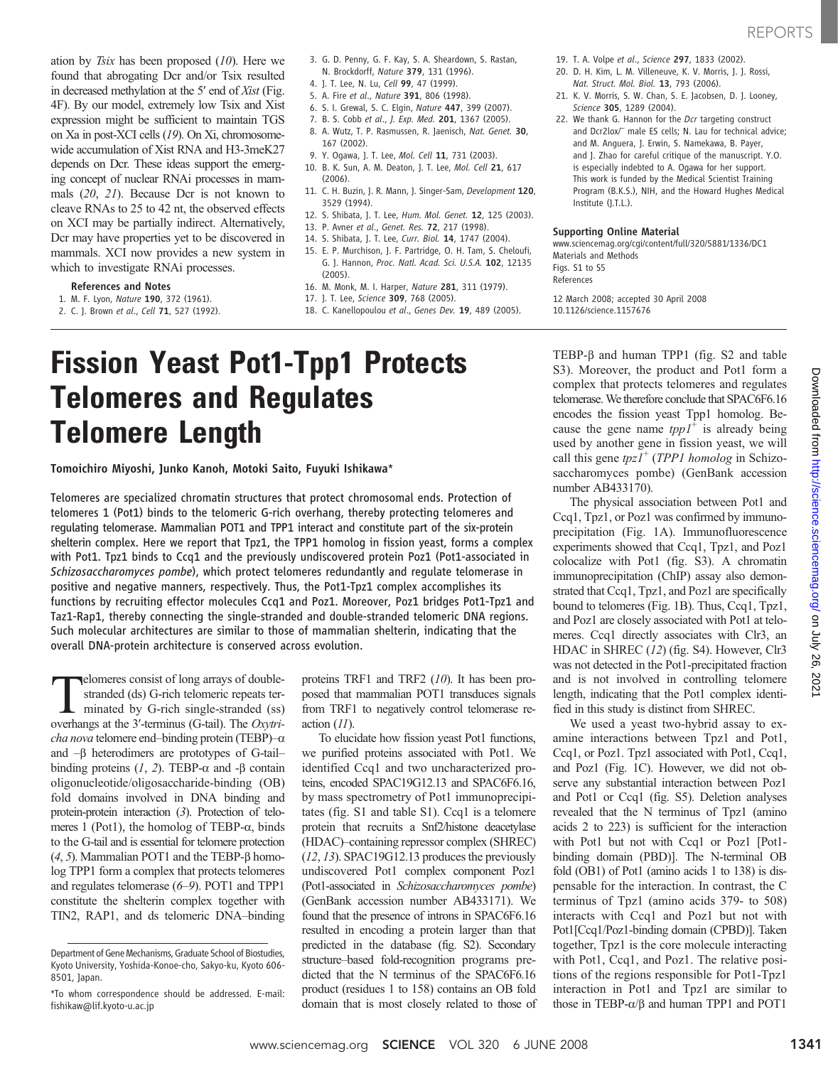ation by *Tsix* has been proposed (*10*). Here we found that abrogating Dcr and/or Tsix resulted in decreased methylation at the 5′ end of *Xist* (Fig. 4F). By our model, extremely low Tsix and Xist expression might be sufficient to maintain TGS on Xa in post-XCI cells (*19*). On Xi, chromosome-wide accumulation of Xist RNA and H3-3meK27 depends on Dcr. These ideas support the emerging concept of nuclear RNAi processes in mammals (*20*, *21*). Because Dcr is not known to cleave RNAs to 25 to 42 nt, the observed effects on XCI may be partially indirect. Alternatively, Dcr may have properties yet to be discovered in mammals. XCI now provides a new system in which to investigate RNAi processes.

### References and Notes

1. M. F. Lyon, *Nature* **190**, 372 (1961).
2. C. J. Brown *et al.*, *Cell* **71**, 527 (1992).
3. G. D. Penny, G. F. Kay, S. A. Sheardown, S. Rastan, N. Brockdorff, *Nature* **379**, 131 (1996).
4. J. T. Lee, N. Lu, *Cell* **99**, 47 (1999).
5. A. Fire *et al.*, *Nature* **391**, 806 (1998).
6. S. I. Grewal, S. C. Elgin, *Nature* **447**, 399 (2007).
7. B. S. Cobb *et al.*, *J. Exp. Med.* **201**, 1367 (2005).
8. A. Wutz, T. P. Rasmussen, R. Jaenisch, *Nat. Genet.* **30**, 167 (2002).
9. Y. Ogawa, J. T. Lee, *Mol. Cell* **11**, 731 (2003).
10. B. K. Sun, A. M. Deaton, J. T. Lee, *Mol. Cell* **21**, 617 (2006).
11. C. H. Buzin, J. R. Mann, J. Singer-Sam, *Development* **120**, 3529 (1994).
12. S. Shibata, J. T. Lee, *Hum. Mol. Genet.* **12**, 125 (2003).
13. P. Avner *et al.*, *Genet. Res.* **72**, 217 (1998).
14. S. Shibata, J. T. Lee, *Curr. Biol.* **14**, 1747 (2004).
15. E. P. Murchison, J. F. Partridge, O. H. Tam, S. Cheloufi, G. J. Hannon, *Proc. Natl. Acad. Sci. U.S.A.* **102**, 12135 (2005).
16. M. Monk, M. I. Harper, *Nature* **281**, 311 (1979).
17. J. T. Lee, *Science* **309**, 768 (2005).
18. C. Kanellopoulou *et al.*, *Genes Dev.* **19**, 489 (2005).
19. T. A. Volpe *et al.*, *Science* **297**, 1833 (2002).
20. D. H. Kim, L. M. Villeneuve, K. V. Morris, J. J. Rossi, *Nat. Struct. Mol. Biol.* **13**, 793 (2006).
21. K. V. Morris, S. W. Chan, S. E. Jacobsen, D. J. Looney, *Science* **305**, 1289 (2004).
22. We thank G. Hannon for the *Dcr* targeting construct and Dcr2lox/− male ES cells; N. Lau for technical advice; and M. Anguera, J. Erwin, S. Namekawa, B. Payer, and J. Zhao for careful critique of the manuscript. Y.O. is especially indebted to A. Ogawa for her support. This work is funded by the Medical Scientist Training Program (B.K.S.), NIH, and the Howard Hughes Medical Institute (J.T.L.).

### Supporting Online Material

www.sciencemag.org/cgi/content/full/320/5881/1336/DC1
Materials and Methods
Figs. S1 to S5
References

12 March 2008; accepted 30 April 2008
10.1126/science.1157676

# Fission Yeast Pot1-Tpp1 Protects Telomeres and Regulates Telomere Length

**Tomoichiro Miyoshi, Junko Kanoh, Motoki Saito, Fuyuki Ishikawa***

**Telomeres are specialized chromatin structures that protect chromosomal ends. Protection of telomeres 1 (Pot1) binds to the telomeric G-rich overhang, thereby protecting telomeres and regulating telomerase. Mammalian POT1 and TPP1 interact and constitute part of the six-protein shelterin complex. Here we report that Tpz1, the TPP1 homolog in fission yeast, forms a complex with Pot1. Tpz1 binds to Ccq1 and the previously undiscovered protein Poz1 (Pot1-associated in *Schizosaccharomyces pombe*), which protect telomeres redundantly and regulate telomerase in positive and negative manners, respectively. Thus, the Pot1-Tpz1 complex accomplishes its functions by recruiting effector molecules Ccq1 and Poz1. Moreover, Poz1 bridges Pot1-Tpz1 and Taz1-Rap1, thereby connecting the single-stranded and double-stranded telomeric DNA regions. Such molecular architectures are similar to those of mammalian shelterin, indicating that the overall DNA-protein architecture is conserved across evolution.**

Telomeres consist of long arrays of double-stranded (ds) G-rich telomeric repeats terminated by G-rich single-stranded (ss) overhangs at the 3′-terminus (G-tail). The *Oxytricha nova* telomere end–binding protein (TEBP)–α and –β heterodimers are prototypes of G-tail–binding proteins (*1*, *2*). TEBP-α and -β contain oligonucleotide/oligosaccharide-binding (OB) fold domains involved in DNA binding and protein-protein interaction (*3*). Protection of telomeres 1 (Pot1), the homolog of TEBP-α, binds to the G-tail and is essential for telomere protection (*4*, *5*). Mammalian POT1 and the TEBP-β homolog TPP1 form a complex that protects telomeres and regulates telomerase (*6*–*9*). POT1 and TPP1 constitute the shelterin complex together with TIN2, RAP1, and ds telomeric DNA–binding proteins TRF1 and TRF2 (*10*). It has been proposed that mammalian POT1 transduces signals from TRF1 to negatively control telomerase reaction (*11*).

To elucidate how fission yeast Pot1 functions, we purified proteins associated with Pot1. We identified Ccq1 and two uncharacterized proteins, encoded SPAC19G12.13 and SPAC6F6.16, by mass spectrometry of Pot1 immunoprecipitates (fig. S1 and table S1). Ccq1 is a telomere protein that recruits a Snf2/histone deacetylase (HDAC)–containing repressor complex (SHREC) (*12*, *13*). SPAC19G12.13 produces the previously undiscovered Pot1 complex component Poz1 (Pot1-associated in *Schizosaccharomyces pombe*) (GenBank accession number AB433171). We found that the presence of introns in SPAC6F6.16 resulted in encoding a protein larger than that predicted in the database (fig. S2). Secondary structure–based fold-recognition programs predicted that the N terminus of the SPAC6F6.16 product (residues 1 to 158) contains an OB fold domain that is most closely related to those of TEBP-β and human TPP1 (fig. S2 and table S3). Moreover, the product and Pot1 form a complex that protects telomeres and regulates telomerase. We therefore conclude that SPAC6F6.16 encodes the fission yeast Tpp1 homolog. Because the gene name $tpp1^+$ is already being used by another gene in fission yeast, we will call this gene $tpz1^+$ (*TPP1 homolog* in Schizosaccharomyces pombe) (GenBank accession number AB433170).

The physical association between Pot1 and Ccq1, Tpz1, or Poz1 was confirmed by immunoprecipitation (Fig. 1A). Immunofluorescence experiments showed that Ccq1, Tpz1, and Poz1 colocalize with Pot1 (fig. S3). A chromatin immunoprecipitation (ChIP) assay also demonstrated that Ccq1, Tpz1, and Poz1 are specifically bound to telomeres (Fig. 1B). Thus, Ccq1, Tpz1, and Poz1 are closely associated with Pot1 at telomeres. Ccq1 directly associates with Clr3, an HDAC in SHREC (*12*) (fig. S4). However, Clr3 was not detected in the Pot1-precipitated fraction and is not involved in controlling telomere length, indicating that the Pot1 complex identified in this study is distinct from SHREC.

We used a yeast two-hybrid assay to examine interactions between Tpz1 and Pot1, Ccq1, or Poz1. Tpz1 associated with Pot1, Ccq1, and Poz1 (Fig. 1C). However, we did not observe any substantial interaction between Poz1 and Pot1 or Ccq1 (fig. S5). Deletion analyses revealed that the N terminus of Tpz1 (amino acids 2 to 223) is sufficient for the interaction with Pot1 but not with Ccq1 or Poz1 [Pot1-binding domain (PBD)]. The N-terminal OB fold (OB1) of Pot1 (amino acids 1 to 138) is dispensable for the interaction. In contrast, the C terminus of Tpz1 (amino acids 379- to 508) interacts with Ccq1 and Poz1 but not with Pot1[Ccq1/Poz1-binding domain (CPBD)]. Taken together, Tpz1 is the core molecule interacting with Pot1, Ccq1, and Poz1. The relative positions of the regions responsible for Pot1-Tpz1 interaction in Pot1 and Tpz1 are similar to those in TEBP-α/β and human TPP1 and POT1

Department of Gene Mechanisms, Graduate School of Biostudies, Kyoto University, Yoshida-Konoe-cho, Sakyo-ku, Kyoto 606-8501, Japan.

*To whom correspondence should be addressed. E-mail: fishikaw@lif.kyoto-u.ac.jp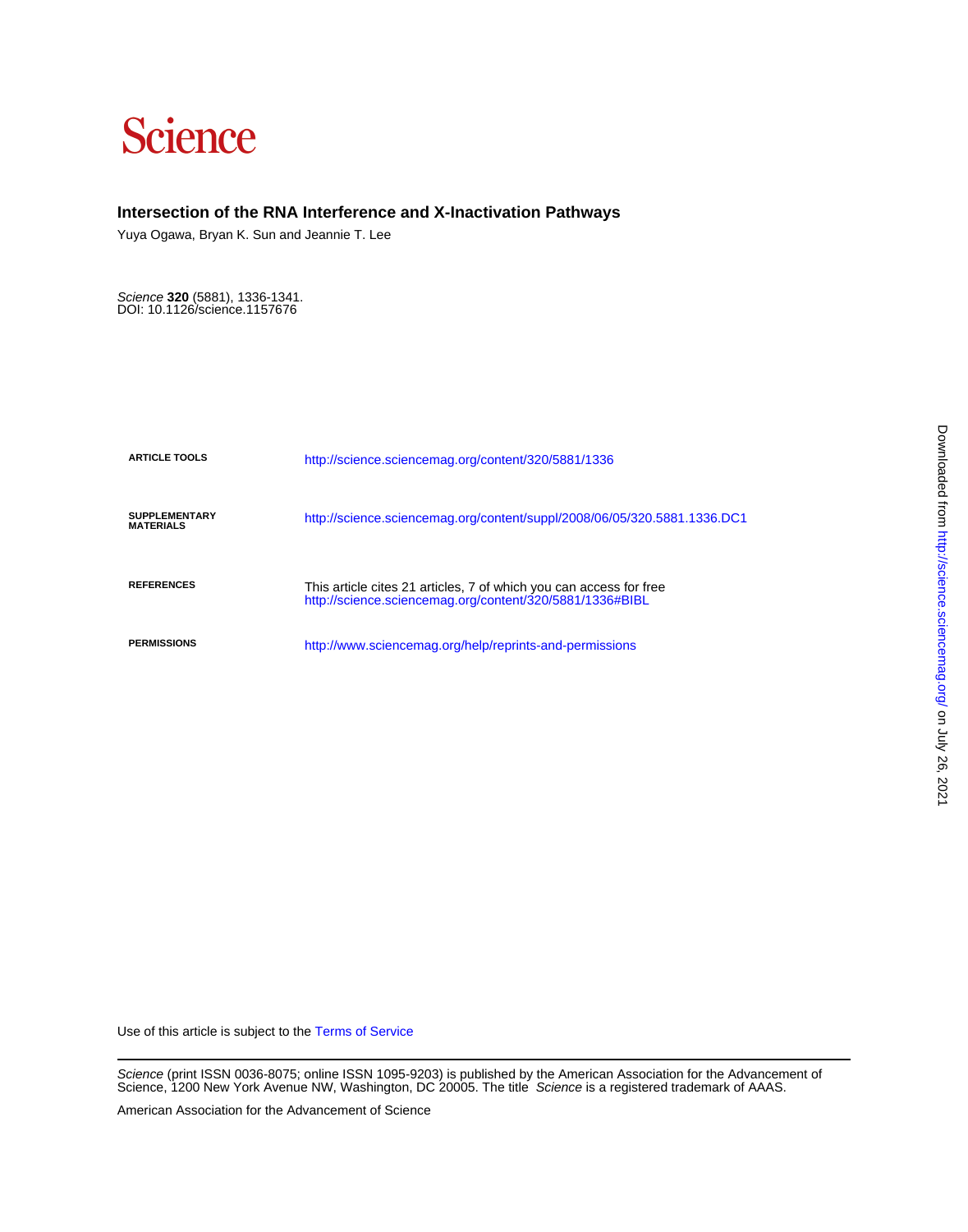# Science

## Intersection of the RNA Interference and X-Inactivation Pathways

Yuya Ogawa, Bryan K. Sun and Jeannie T. Lee

*Science* **320** (5881), 1336-1341.
DOI: 10.1126/science.1157676

| | |
|---|---|
| **ARTICLE TOOLS** | http://science.sciencemag.org/content/320/5881/1336 |
| **SUPPLEMENTARY MATERIALS** | http://science.sciencemag.org/content/suppl/2008/06/05/320.5881.1336.DC1 |
| **REFERENCES** | This article cites 21 articles, 7 of which you can access for free http://science.sciencemag.org/content/320/5881/1336#BIBL |
| **PERMISSIONS** | http://www.sciencemag.org/help/reprints-and-permissions |

Use of this article is subject to the Terms of Service

*Science* (print ISSN 0036-8075; online ISSN 1095-9203) is published by the American Association for the Advancement of Science, 1200 New York Avenue NW, Washington, DC 20005. The title *Science* is a registered trademark of AAAS.

American Association for the Advancement of Science

Downloaded from http://science.sciencemag.org/ on July 26, 2021